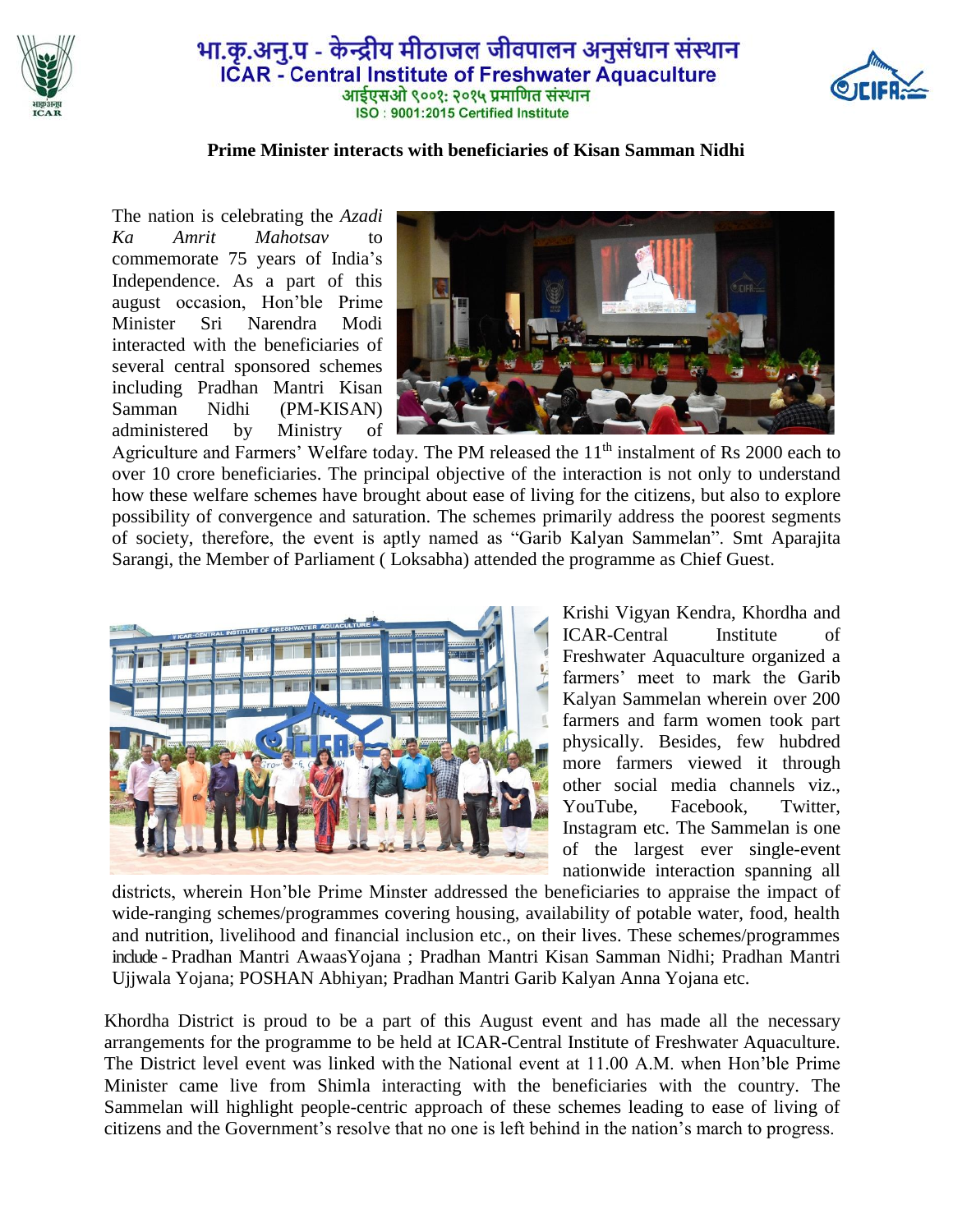भा.कृ.अनु.प - केन्द्रीय मीठाजल जीवपालन अनुसंधान संस्थान
ICAR - Central Institute of Freshwater Aquaculture
आईएसओ ९००१: २०१५ प्रमाणित संस्थान
ISO : 9001:2015 Certified Institute

**Prime Minister interacts with beneficiaries of Kisan Samman Nidhi**

The nation is celebrating the *Azadi Ka Amrit Mahotsav* to commemorate 75 years of India's Independence. As a part of this august occasion, Hon'ble Prime Minister Sri Narendra Modi interacted with the beneficiaries of several central sponsored schemes including Pradhan Mantri Kisan Samman Nidhi (PM-KISAN) administered by Ministry of Agriculture and Farmers' Welfare today. The PM released the 11th instalment of Rs 2000 each to over 10 crore beneficiaries. The principal objective of the interaction is not only to understand how these welfare schemes have brought about ease of living for the citizens, but also to explore possibility of convergence and saturation. The schemes primarily address the poorest segments of society, therefore, the event is aptly named as "Garib Kalyan Sammelan". Smt Aparajita Sarangi, the Member of Parliament ( Loksabha) attended the programme as Chief Guest.

Krishi Vigyan Kendra, Khordha and ICAR-Central Institute of Freshwater Aquaculture organized a farmers' meet to mark the Garib Kalyan Sammelan wherein over 200 farmers and farm women took part physically. Besides, few hubdred more farmers viewed it through other social media channels viz., YouTube, Facebook, Twitter, Instagram etc. The Sammelan is one of the largest ever single-event nationwide interaction spanning all districts, wherein Hon'ble Prime Minster addressed the beneficiaries to appraise the impact of wide-ranging schemes/programmes covering housing, availability of potable water, food, health and nutrition, livelihood and financial inclusion etc., on their lives. These schemes/programmes include - Pradhan Mantri AwaasYojana ; Pradhan Mantri Kisan Samman Nidhi; Pradhan Mantri Ujjwala Yojana; POSHAN Abhiyan; Pradhan Mantri Garib Kalyan Anna Yojana etc.

Khordha District is proud to be a part of this August event and has made all the necessary arrangements for the programme to be held at ICAR-Central Institute of Freshwater Aquaculture. The District level event was linked with the National event at 11.00 A.M. when Hon'ble Prime Minister came live from Shimla interacting with the beneficiaries with the country. The Sammelan will highlight people-centric approach of these schemes leading to ease of living of citizens and the Government's resolve that no one is left behind in the nation's march to progress.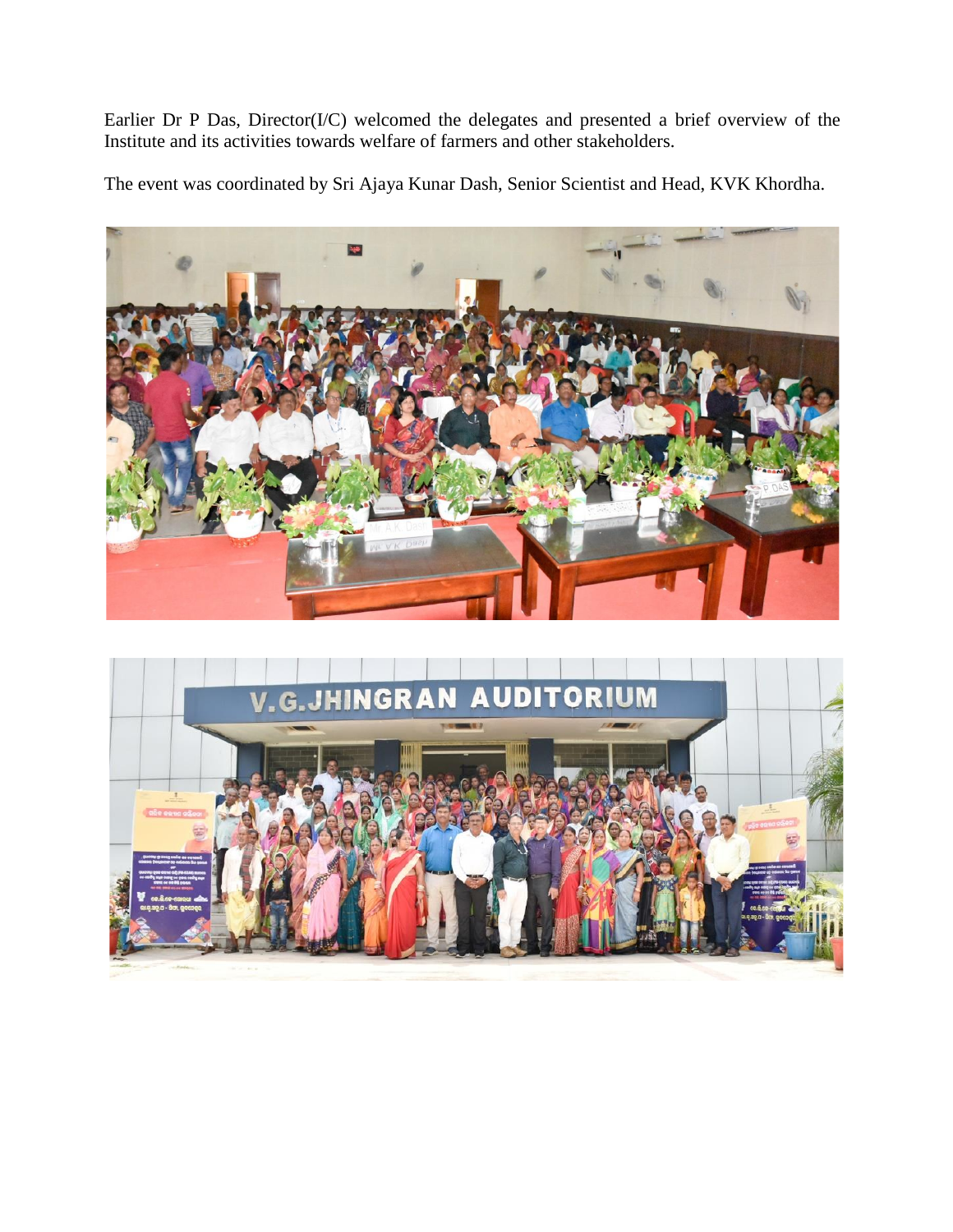Earlier Dr P Das, Director(I/C) welcomed the delegates and presented a brief overview of the Institute and its activities towards welfare of farmers and other stakeholders.

The event was coordinated by Sri Ajaya Kunar Dash, Senior Scientist and Head, KVK Khordha.